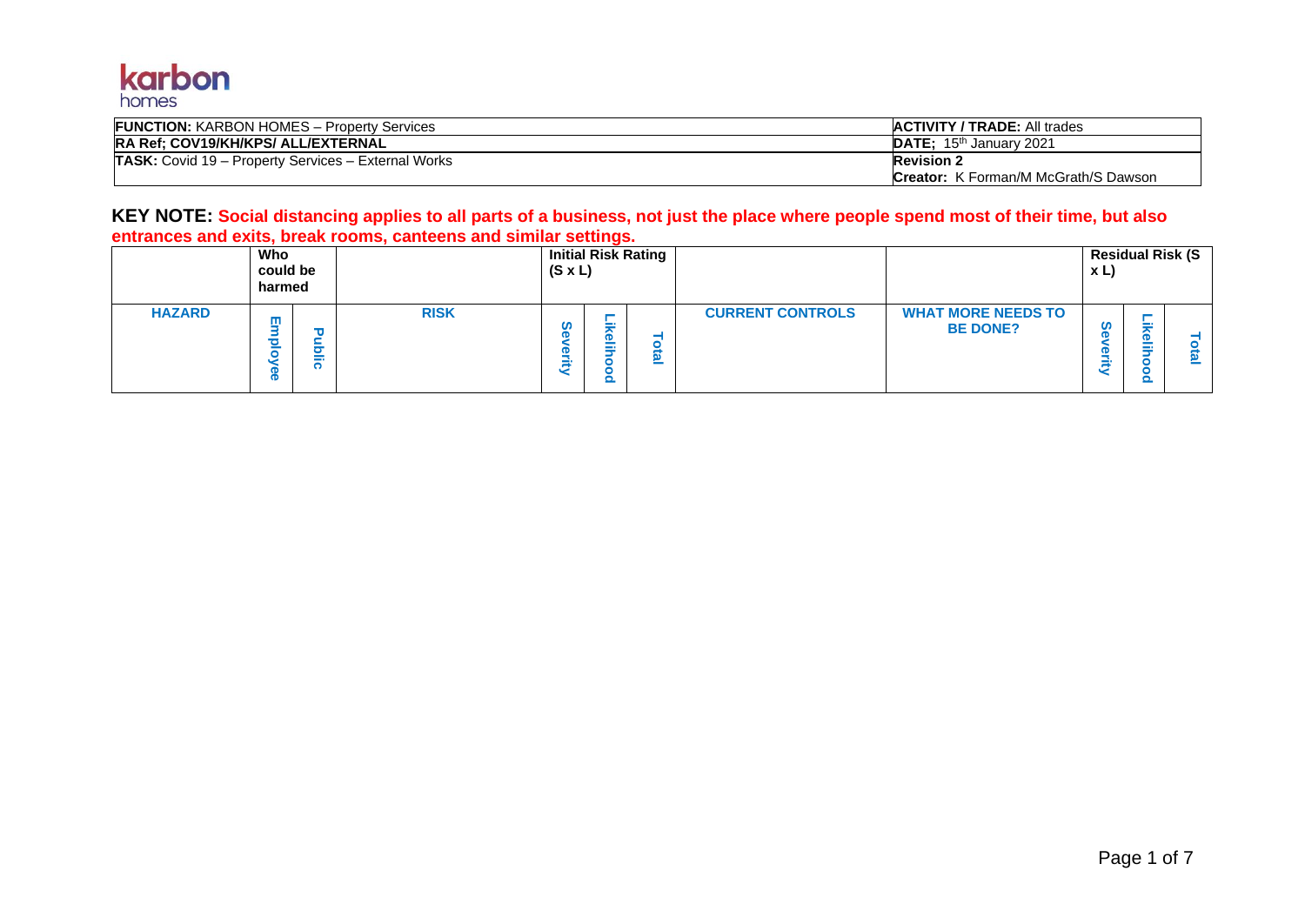karbon homes

| **FUNCTION:** KARBON HOMES – Property Services | **ACTIVITY / TRADE:** All trades |
|---|---|
| **RA Ref; COV19/KH/KPS/ ALL/EXTERNAL** | **DATE;** 15th January 2021 |
| **TASK:** Covid 19 – Property Services – External Works | **Revision 2**<br>**Creator:** K Forman/M McGrath/S Dawson |

**KEY NOTE: Social distancing applies to all parts of a business, not just the place where people spend most of their time, but also entrances and exits, break rooms, canteens and similar settings.**

| | **Who could be harmed** | | | **Initial Risk Rating (S x L)** | | | | | **Residual Risk (S x L)** | | |
|---|---|---|---|---|---|---|---|---|---|---|---|
| **HAZARD** | **Employee** | **Public** | **RISK** | **Severity** | **Likelihood** | **Total** | **CURRENT CONTROLS** | **WHAT MORE NEEDS TO BE DONE?** | **Severity** | **Likelihood** | **Total** |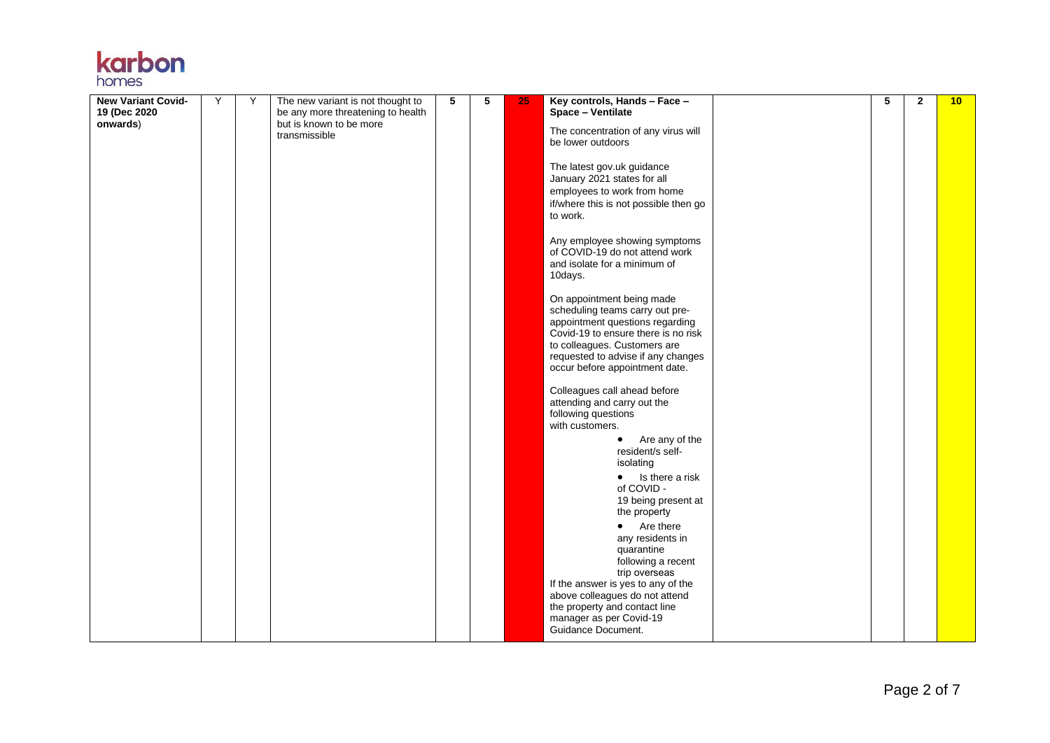| New Variant Covid-19 (Dec 2020 onwards) | Y | Y | The new variant is not thought to be any more threatening to health but is known to be more transmissible | 5 | 5 | 25 | **Key controls, Hands – Face – Space – Ventilate**<br><br>The concentration of any virus will be lower outdoors<br><br>The latest gov.uk guidance January 2021 states for all employees to work from home if/where this is not possible then go to work.<br><br>Any employee showing symptoms of COVID-19 do not attend work and isolate for a minimum of 10days.<br><br>On appointment being made scheduling teams carry out pre-appointment questions regarding Covid-19 to ensure there is no risk to colleagues. Customers are requested to advise if any changes occur before appointment date.<br><br>Colleagues call ahead before attending and carry out the following questions with customers.<br>• Are any of the resident/s self-isolating<br>• Is there a risk of COVID - 19 being present at the property<br>• Are there any residents in quarantine following a recent trip overseas<br>If the answer is yes to any of the above colleagues do not attend the property and contact line manager as per Covid-19 Guidance Document. | | 5 | 2 | 10 |
|---|---|---|---|---|---|---|---|---|---|---|---|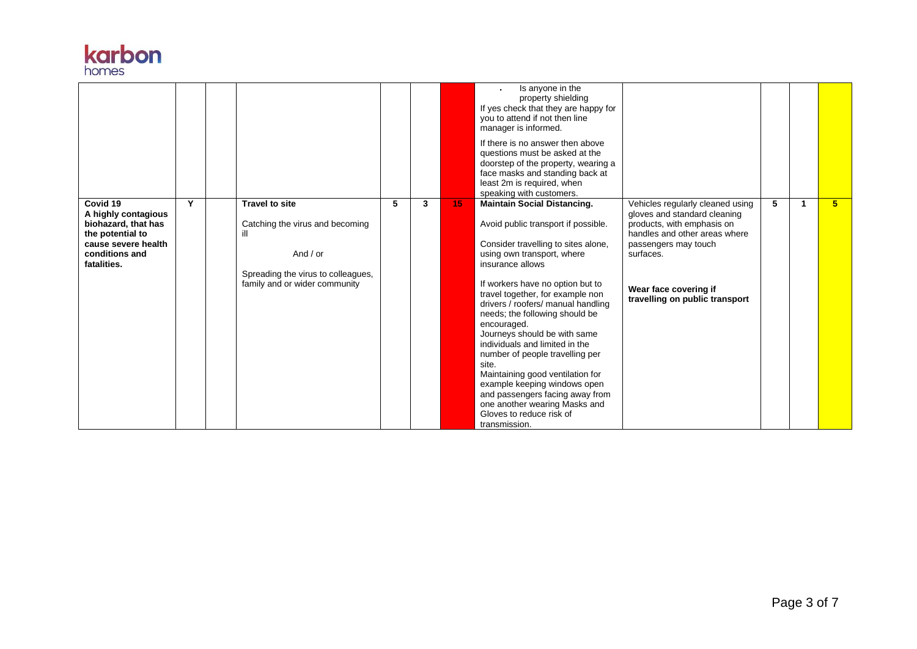| | | | | | | | | | | |
|---|---|---|---|---|---|---|---|---|---|---|
| | | | | | | • Is anyone in the property shielding<br>If yes check that they are happy for you to attend if not then line manager is informed.<br><br>If there is no answer then above questions must be asked at the doorstep of the property, wearing a face masks and standing back at least 2m is required, when speaking with customers. | | | | |
| **Covid 19**<br>**A highly contagious biohazard, that has the potential to cause severe health conditions and fatalities.** | **Y** | | **Travel to site**<br><br>Catching the virus and becoming ill<br><br>And / or<br><br>Spreading the virus to colleagues, family and or wider community | **5** | **3** | **15** | **Maintain Social Distancing.**<br><br>Avoid public transport if possible.<br><br>Consider travelling to sites alone, using own transport, where insurance allows<br><br>If workers have no option but to travel together, for example non drivers / roofers/ manual handling needs; the following should be encouraged.<br>Journeys should be with same individuals and limited in the number of people travelling per site.<br>Maintaining good ventilation for example keeping windows open and passengers facing away from one another wearing Masks and Gloves to reduce risk of transmission. | Vehicles regularly cleaned using gloves and standard cleaning products, with emphasis on handles and other areas where passengers may touch surfaces.<br><br>**Wear face covering if travelling on public transport** | **5** | **1** | **5** |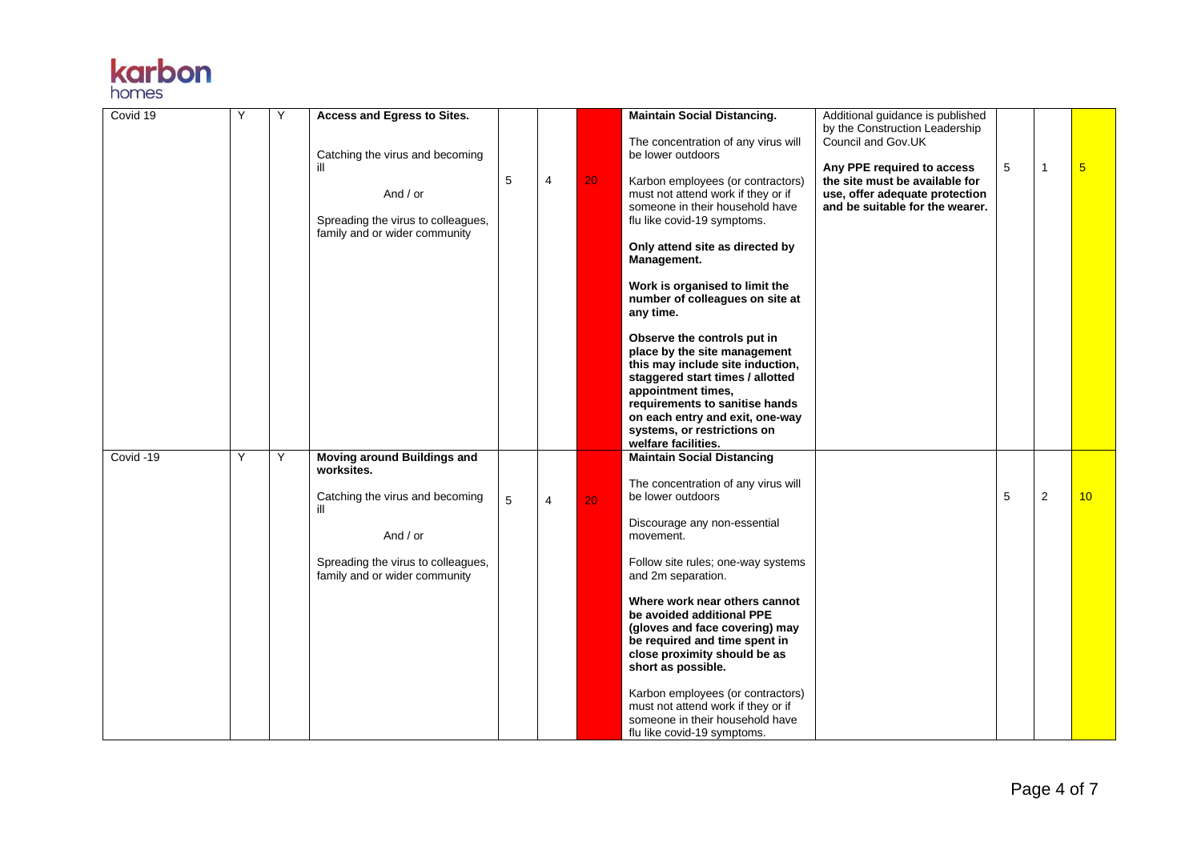| Covid 19 | Y | Y | **Access and Egress to Sites.**<br><br>Catching the virus and becoming ill<br><br>And / or<br><br>Spreading the virus to colleagues, family and or wider community | 5 | 4 | 20 | **Maintain Social Distancing.**<br><br>The concentration of any virus will be lower outdoors<br><br>Karbon employees (or contractors) must not attend work if they or if someone in their household have flu like covid-19 symptoms.<br><br>**Only attend site as directed by Management.**<br><br>**Work is organised to limit the number of colleagues on site at any time.**<br><br>**Observe the controls put in place by the site management this may include site induction, staggered start times / allotted appointment times, requirements to sanitise hands on each entry and exit, one-way systems, or restrictions on welfare facilities.** | Additional guidance is published by the Construction Leadership Council and Gov.UK<br><br>**Any PPE required to access the site must be available for use, offer adequate protection and be suitable for the wearer.** | 5 | 1 | 5 |
|---|---|---|---|---|---|---|---|---|---|---|---|
| Covid -19 | Y | Y | **Moving around Buildings and worksites.**<br><br>Catching the virus and becoming ill<br><br>And / or<br><br>Spreading the virus to colleagues, family and or wider community | 5 | 4 | 20 | **Maintain Social Distancing**<br><br>The concentration of any virus will be lower outdoors<br><br>Discourage any non-essential movement.<br><br>Follow site rules; one-way systems and 2m separation.<br><br>**Where work near others cannot be avoided additional PPE (gloves and face covering) may be required and time spent in close proximity should be as short as possible.**<br><br>Karbon employees (or contractors) must not attend work if they or if someone in their household have flu like covid-19 symptoms. | | 5 | 2 | 10 |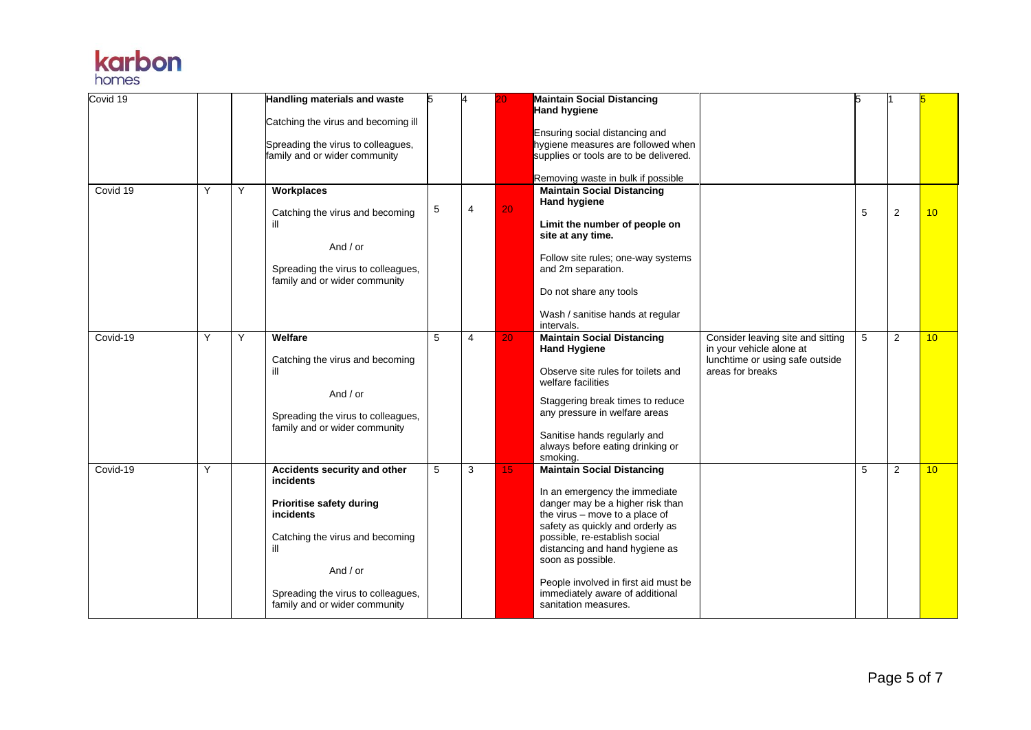| Covid 19 | | | **Handling materials and waste**<br><br>Catching the virus and becoming ill<br><br>Spreading the virus to colleagues, family and or wider community | 5 | 4 | 20 | **Maintain Social Distancing**<br>**Hand hygiene**<br><br>Ensuring social distancing and hygiene measures are followed when supplies or tools are to be delivered.<br><br>Removing waste in bulk if possible | | 5 | 1 | 5 |
|---|---|---|---|---|---|---|---|---|---|---|---|
| Covid 19 | Y | Y | **Workplaces**<br><br>Catching the virus and becoming ill<br><br>And / or<br><br>Spreading the virus to colleagues, family and or wider community | 5 | 4 | 20 | **Maintain Social Distancing**<br>**Hand hygiene**<br><br>**Limit the number of people on site at any time.**<br><br>Follow site rules; one-way systems and 2m separation.<br><br>Do not share any tools<br><br>Wash / sanitise hands at regular intervals. | | 5 | 2 | 10 |
| Covid-19 | Y | Y | **Welfare**<br><br>Catching the virus and becoming ill<br><br>And / or<br><br>Spreading the virus to colleagues, family and or wider community | 5 | 4 | 20 | **Maintain Social Distancing**<br>**Hand Hygiene**<br><br>Observe site rules for toilets and welfare facilities<br><br>Staggering break times to reduce any pressure in welfare areas<br><br>Sanitise hands regularly and always before eating drinking or smoking. | Consider leaving site and sitting in your vehicle alone at lunchtime or using safe outside areas for breaks | 5 | 2 | 10 |
| Covid-19 | Y | | **Accidents security and other incidents**<br><br>**Prioritise safety during incidents**<br><br>Catching the virus and becoming ill<br><br>And / or<br><br>Spreading the virus to colleagues, family and or wider community | 5 | 3 | 15 | **Maintain Social Distancing**<br><br>In an emergency the immediate danger may be a higher risk than the virus – move to a place of safety as quickly and orderly as possible, re-establish social distancing and hand hygiene as soon as possible.<br><br>People involved in first aid must be immediately aware of additional sanitation measures. | | 5 | 2 | 10 |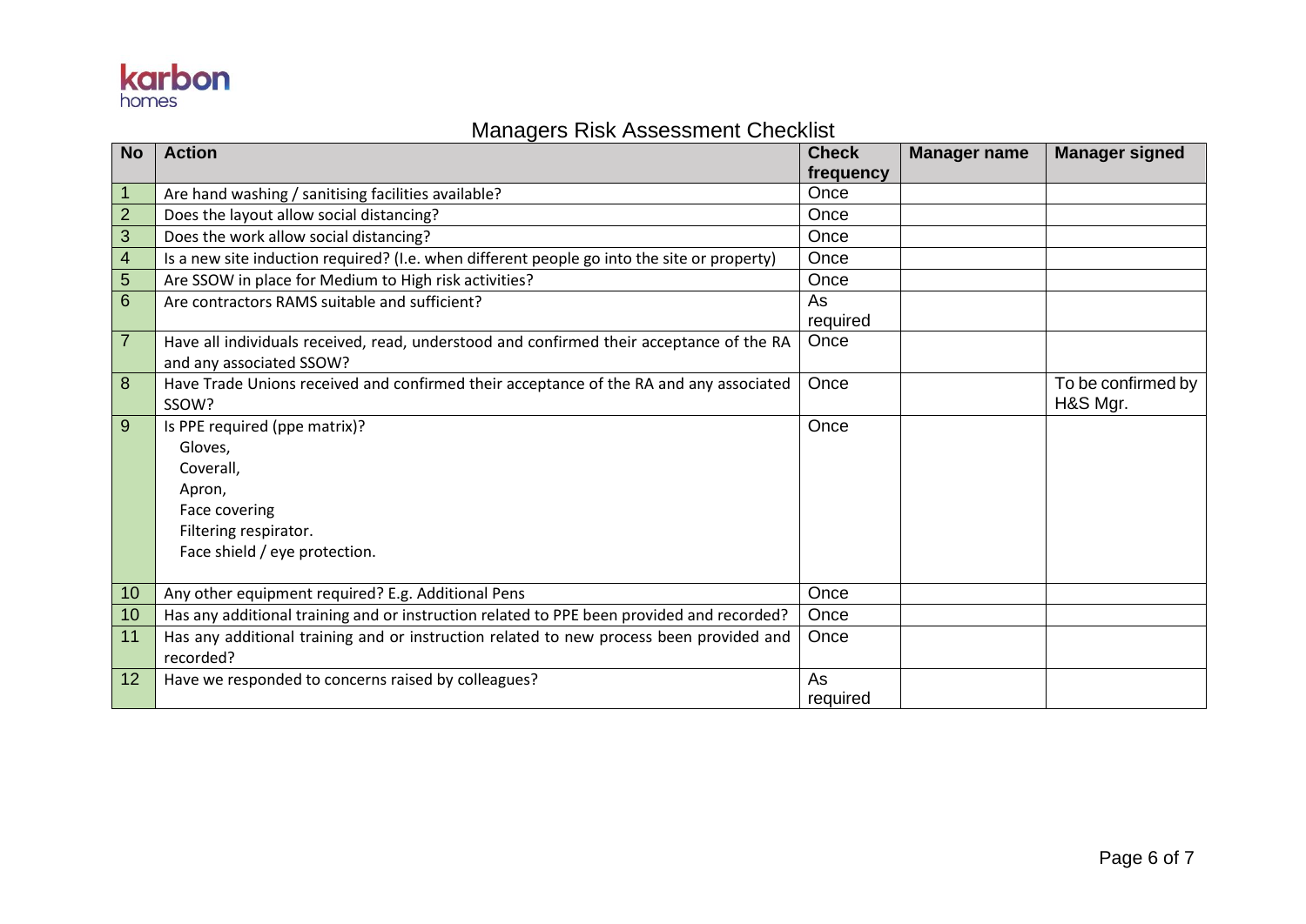karbon homes

# Managers Risk Assessment Checklist

| No | Action | Check frequency | Manager name | Manager signed |
|---|---|---|---|---|
| 1 | Are hand washing / sanitising facilities available? | Once | | |
| 2 | Does the layout allow social distancing? | Once | | |
| 3 | Does the work allow social distancing? | Once | | |
| 4 | Is a new site induction required? (I.e. when different people go into the site or property) | Once | | |
| 5 | Are SSOW in place for Medium to High risk activities? | Once | | |
| 6 | Are contractors RAMS suitable and sufficient? | As required | | |
| 7 | Have all individuals received, read, understood and confirmed their acceptance of the RA and any associated SSOW? | Once | | |
| 8 | Have Trade Unions received and confirmed their acceptance of the RA and any associated SSOW? | Once | | To be confirmed by H&S Mgr. |
| 9 | Is PPE required (ppe matrix)?<br>Gloves,<br>Coverall,<br>Apron,<br>Face covering<br>Filtering respirator.<br>Face shield / eye protection. | Once | | |
| 10 | Any other equipment required? E.g. Additional Pens | Once | | |
| 10 | Has any additional training and or instruction related to PPE been provided and recorded? | Once | | |
| 11 | Has any additional training and or instruction related to new process been provided and recorded? | Once | | |
| 12 | Have we responded to concerns raised by colleagues? | As required | | |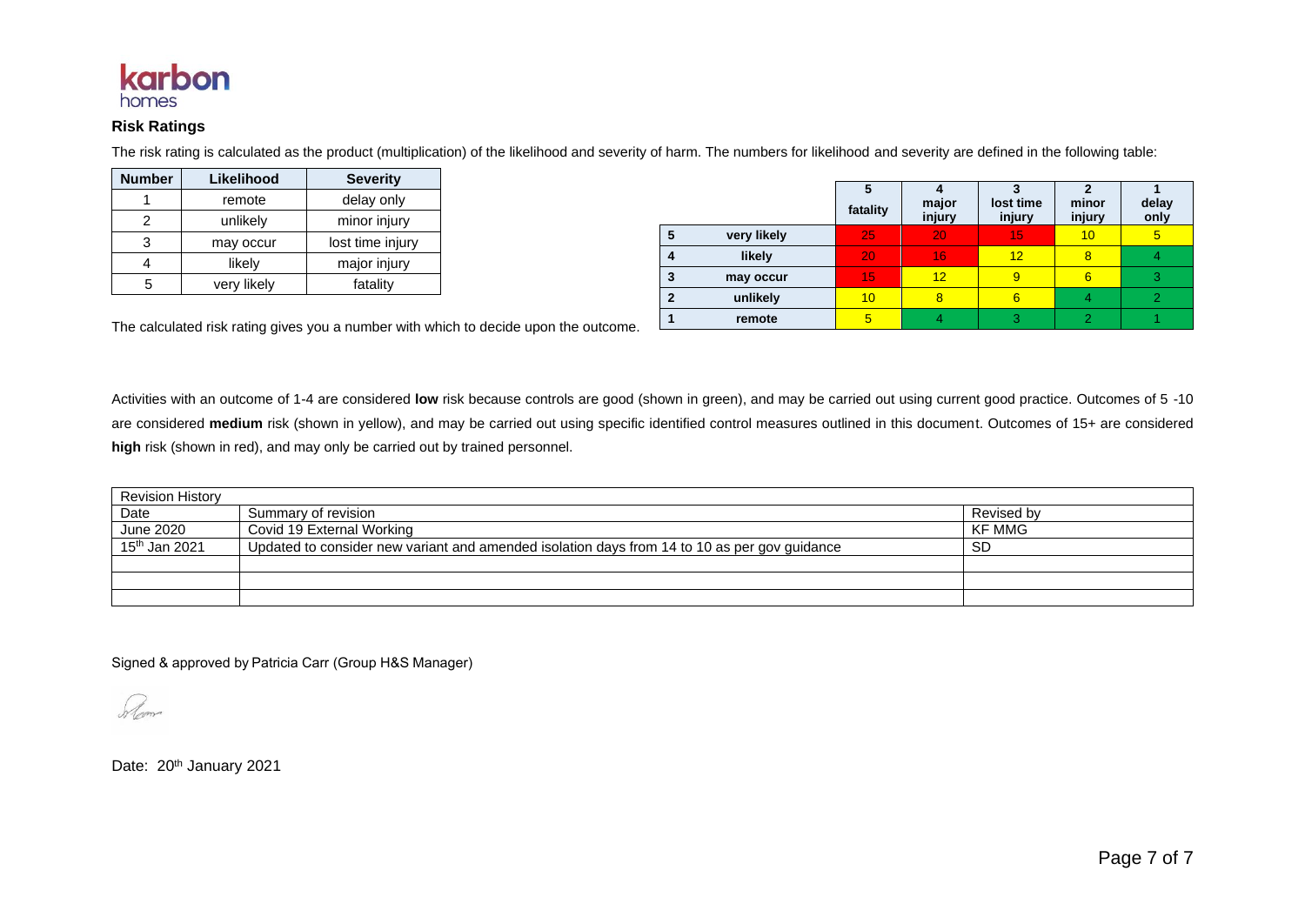karbon homes

## Risk Ratings

The risk rating is calculated as the product (multiplication) of the likelihood and severity of harm. The numbers for likelihood and severity are defined in the following table:

| Number | Likelihood | Severity |
|---|---|---|
| 1 | remote | delay only |
| 2 | unlikely | minor injury |
| 3 | may occur | lost time injury |
| 4 | likely | major injury |
| 5 | very likely | fatality |

|  |  | 5 fatality | 4 major injury | 3 lost time injury | 2 minor injury | 1 delay only |
|---|---|---|---|---|---|---|
| 5 | very likely | 25 | 20 | 15 | 10 | 5 |
| 4 | likely | 20 | 16 | 12 | 8 | 4 |
| 3 | may occur | 15 | 12 | 9 | 6 | 3 |
| 2 | unlikely | 10 | 8 | 6 | 4 | 2 |
| 1 | remote | 5 | 4 | 3 | 2 | 1 |

The calculated risk rating gives you a number with which to decide upon the outcome.

Activities with an outcome of 1-4 are considered **low** risk because controls are good (shown in green), and may be carried out using current good practice. Outcomes of 5 -10 are considered **medium** risk (shown in yellow), and may be carried out using specific identified control measures outlined in this document. Outcomes of 15+ are considered **high** risk (shown in red), and may only be carried out by trained personnel.

| Revision History | | |
|---|---|---|
| Date | Summary of revision | Revised by |
| June 2020 | Covid 19 External Working | KF MMG |
| 15th Jan 2021 | Updated to consider new variant and amended isolation days from 14 to 10 as per gov guidance | SD |
| | | |
| | | |
| | | |

Signed & approved by Patricia Carr (Group H&S Manager)

Date: 20th January 2021